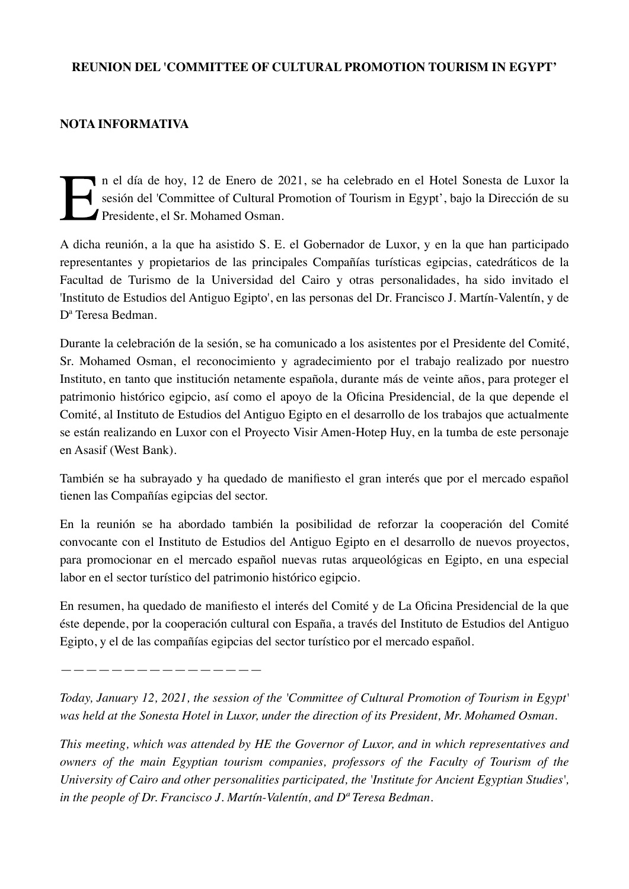**REUNION DEL 'COMMITTEE OF CULTURAL PROMOTION TOURISM IN EGYPT'**

**NOTA INFORMATIVA**

En el día de hoy, 12 de Enero de 2021, se ha celebrado en el Hotel Sonesta de Luxor la sesión del 'Committee of Cultural Promotion of Tourism in Egypt', bajo la Dirección de su Presidente, el Sr. Mohamed Osman.

A dicha reunión, a la que ha asistido S. E. el Gobernador de Luxor, y en la que han participado representantes y propietarios de las principales Compañías turísticas egipcias, catedráticos de la Facultad de Turismo de la Universidad del Cairo y otras personalidades, ha sido invitado el 'Instituto de Estudios del Antiguo Egipto', en las personas del Dr. Francisco J. Martín-Valentín, y de Dª Teresa Bedman.

Durante la celebración de la sesión, se ha comunicado a los asistentes por el Presidente del Comité, Sr. Mohamed Osman, el reconocimiento y agradecimiento por el trabajo realizado por nuestro Instituto, en tanto que institución netamente española, durante más de veinte años, para proteger el patrimonio histórico egipcio, así como el apoyo de la Oficina Presidencial, de la que depende el Comité, al Instituto de Estudios del Antiguo Egipto en el desarrollo de los trabajos que actualmente se están realizando en Luxor con el Proyecto Visir Amen-Hotep Huy, en la tumba de este personaje en Asasif (West Bank).

También se ha subrayado y ha quedado de manifiesto el gran interés que por el mercado español tienen las Compañías egipcias del sector.

En la reunión se ha abordado también la posibilidad de reforzar la cooperación del Comité convocante con el Instituto de Estudios del Antiguo Egipto en el desarrollo de nuevos proyectos, para promocionar en el mercado español nuevas rutas arqueológicas en Egipto, en una especial labor en el sector turístico del patrimonio histórico egipcio.

En resumen, ha quedado de manifiesto el interés del Comité y de La Oficina Presidencial de la que éste depende, por la cooperación cultural con España, a través del Instituto de Estudios del Antiguo Egipto, y el de las compañías egipcias del sector turístico por el mercado español.

———————————————————

*Today, January 12, 2021, the session of the 'Committee of Cultural Promotion of Tourism in Egypt' was held at the Sonesta Hotel in Luxor, under the direction of its President, Mr. Mohamed Osman.*

*This meeting, which was attended by HE the Governor of Luxor, and in which representatives and owners of the main Egyptian tourism companies, professors of the Faculty of Tourism of the University of Cairo and other personalities participated, the 'Institute for Ancient Egyptian Studies', in the people of Dr. Francisco J. Martín-Valentín, and Dª Teresa Bedman.*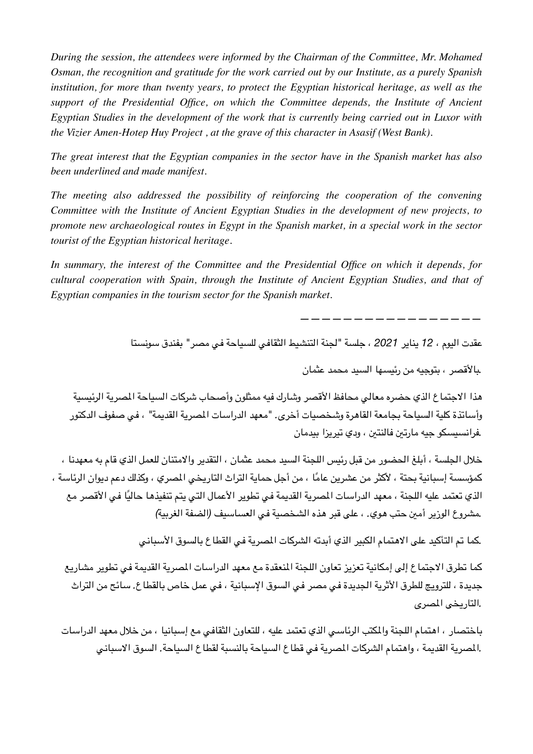*During the session, the attendees were informed by the Chairman of the Committee, Mr. Mohamed Osman, the recognition and gratitude for the work carried out by our Institute, as a purely Spanish institution, for more than twenty years, to protect the Egyptian historical heritage, as well as the support of the Presidential Office, on which the Committee depends, the Institute of Ancient Egyptian Studies in the development of the work that is currently being carried out in Luxor with the Vizier Amen-Hotep Huy Project , at the grave of this character in Asasif (West Bank).*

*The great interest that the Egyptian companies in the sector have in the Spanish market has also been underlined and made manifest.*

*The meeting also addressed the possibility of reinforcing the cooperation of the convening Committee with the Institute of Ancient Egyptian Studies in the development of new projects, to promote new archaeological routes in Egypt in the Spanish market, in a special work in the sector tourist of the Egyptian historical heritage.*

*In summary, the interest of the Committee and the Presidential Office on which it depends, for cultural cooperation with Spain, through the Institute of Ancient Egyptian Studies, and that of Egyptian companies in the tourism sector for the Spanish market.*

---

عقدت اليوم ، 12 يناير 2021 ، جلسة "لجنة التنشيط الثقافي للسياحة في مصر" بفندق سونستا

.بالأقصر ، بتوجيه من رئيسها السيد محمد عثمان

هذا الاجتماع الذي حضره معالي محافظ الأقصر وشارك فيه ممثلون وأصحاب شركات السياحة المصرية الرئيسية وأساتذة كلية السياحة بجامعة القاهرة وشخصيات أخرى. "معهد الدراسات المصرية القديمة" ، في صفوف الدكتور .فرانسيسكو جيه مارتين فالنتين ، ودي تيريزا بيدمان

خلال الجلسة ، أبلغ الحضور من قبل رئيس اللجنة السيد محمد عثمان ، التقدير والامتنان للعمل الذي قام به معهدنا ، كمؤسسة إسبانية بحتة ، لأكثر من عشرين عامًا ، من أجل حماية التراث التاريخي المصري ، وكذلك دعم ديوان الرئاسة ، الذي تعتمد عليه اللجنة ، معهد الدراسات المصرية القديمة في تطوير الأعمال التي يتم تنفيذها حاليًا في الأقصر مع .مشروع الوزير أمين حتب هوي. ، على قبر هذه الشخصية في العساسيف (الضفة الغربية)

.كما تم التأكيد على الاهتمام الكبير الذي أبدته الشركات المصرية في القطاع بالسوق الأسباني

كما تطرق الاجتماع إلى إمكانية تعزيز تعاون اللجنة المنعقدة مع معهد الدراسات المصرية القديمة في تطوير مشاريع جديدة ، للترويج للطرق الأثرية الجديدة في مصر في السوق الإسبانية ، في عمل خاص بالقطاع. سائح من التراث .التاريخى المصرى

باختصار ، اهتمام اللجنة والمكتب الرئاسي الذي تعتمد عليه ، للتعاون الثقافي مع إسبانيا ، من خلال معهد الدراسات .المصرية القديمة ، واهتمام الشركات المصرية في قطاع السياحة بالنسبة لقطاع السياحة. السوق الاسباني